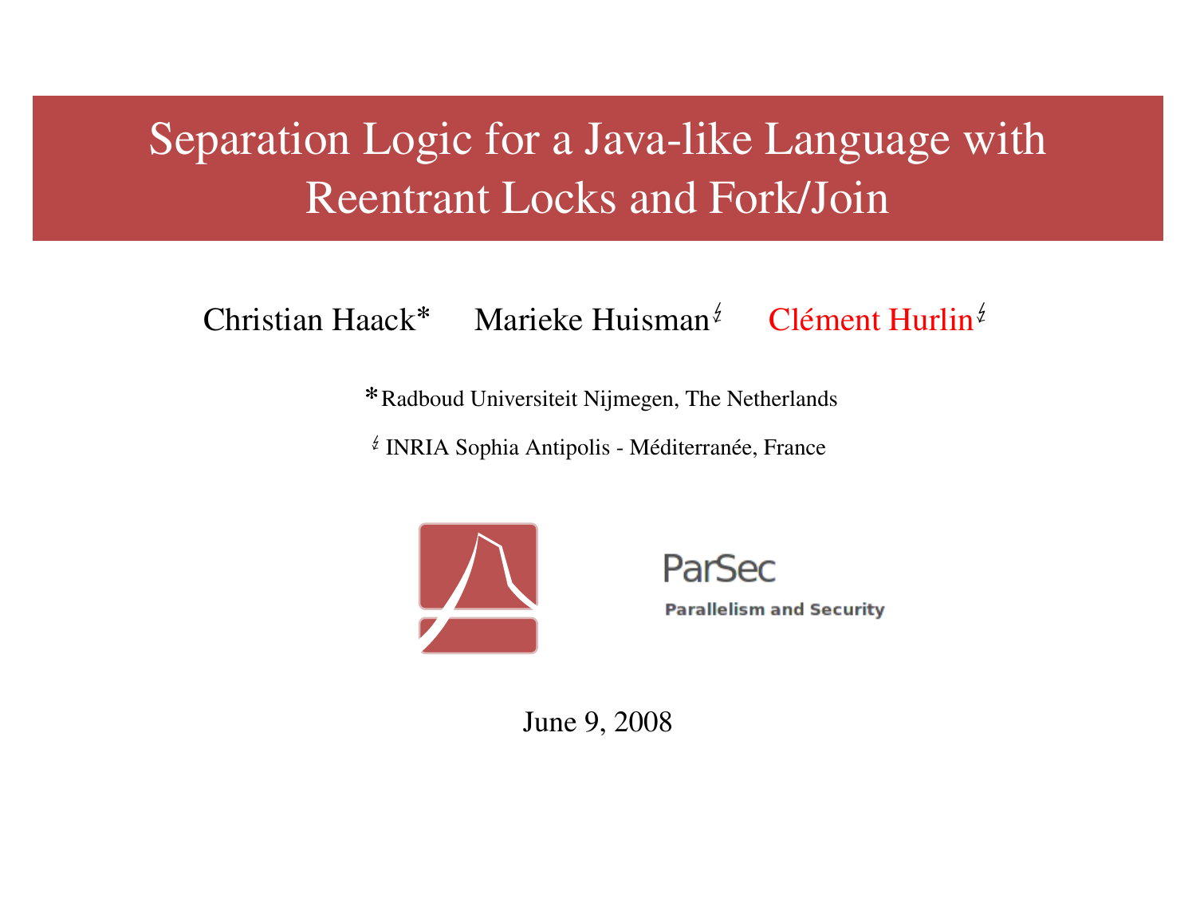# Separation Logic for a Java-like Language with Reentrant Locks and Fork/Join

Christian Haack[*] Marieke Huisman[↯] Clément Hurlin[↯]

[*] Radboud Universiteit Nijmegen, The Netherlands

[↯] INRIA Sophia Antipolis - Méditerranée, France

ParSec

**Parallelism and Security**

June 9, 2008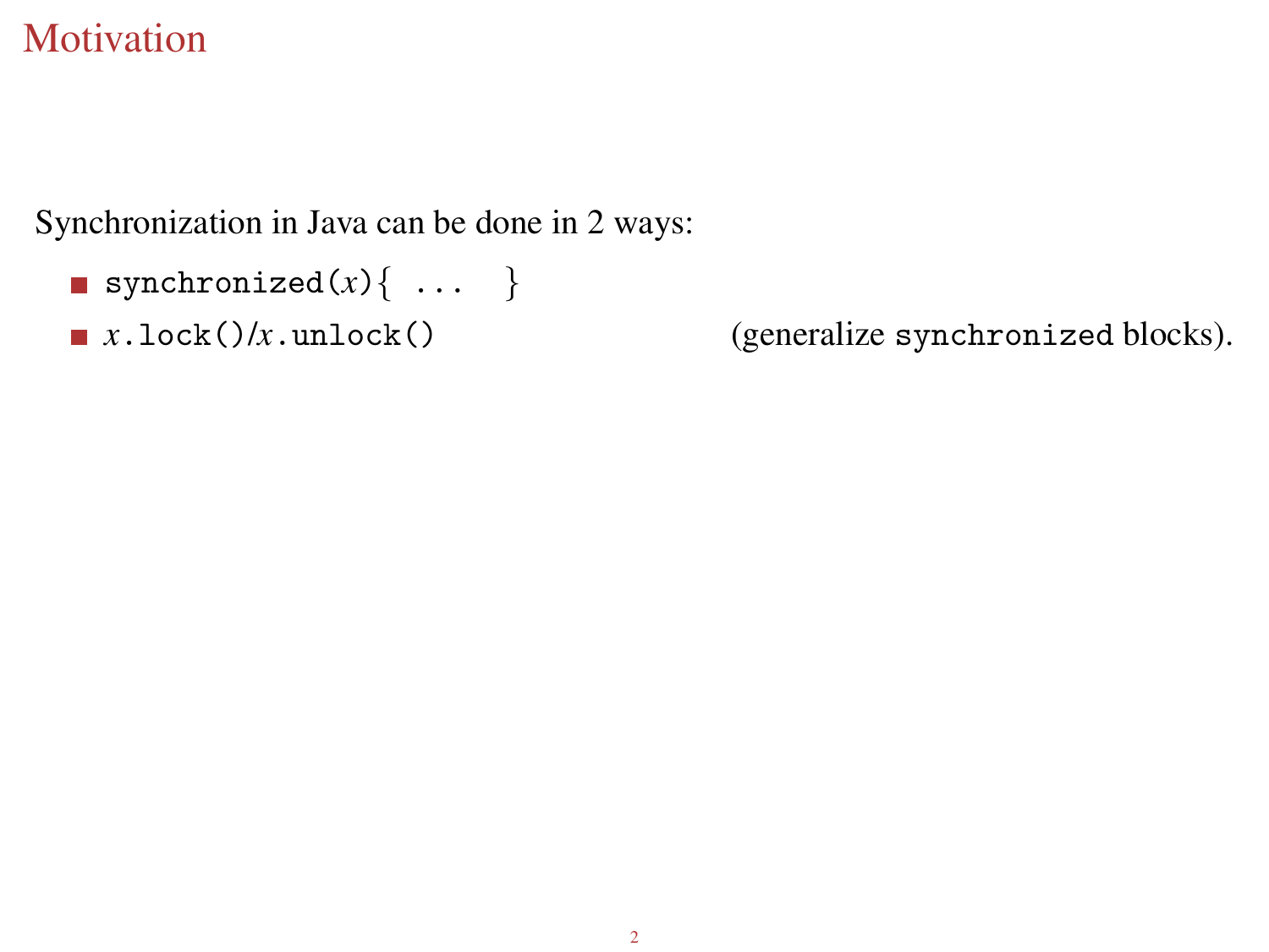# Motivation

Synchronization in Java can be done in 2 ways:

- `synchronized(`*x*`){ ... }`
- *x*`.lock()`/*x*`.unlock()` (generalize `synchronized` blocks).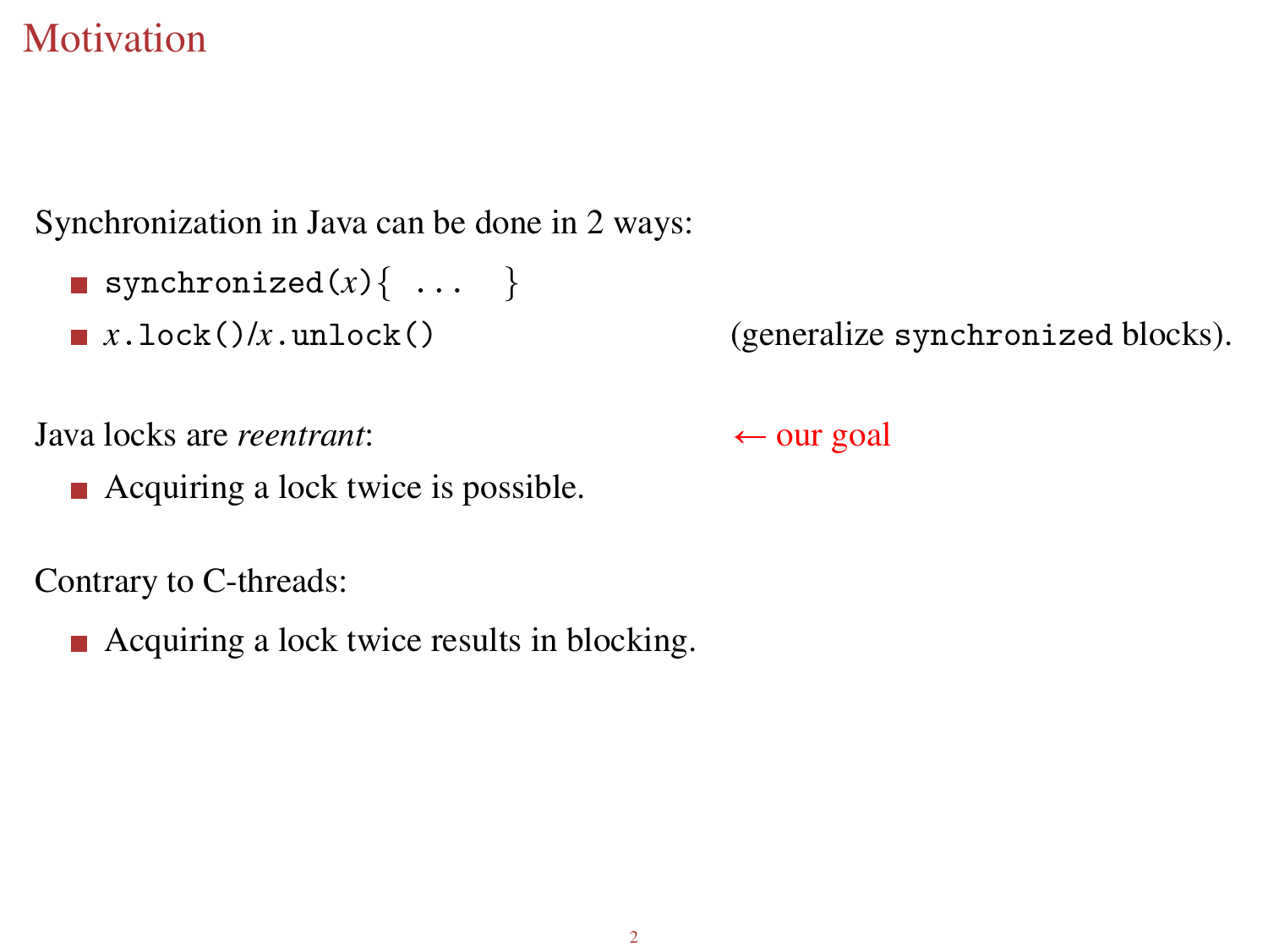# Motivation

Synchronization in Java can be done in 2 ways:

- `synchronized(`$x$`){ ... }`
- $x$`.lock()`/$x$`.unlock()` (generalize `synchronized` blocks).

Java locks are *reentrant*: ← our goal

- Acquiring a lock twice is possible.

Contrary to C-threads:

- Acquiring a lock twice results in blocking.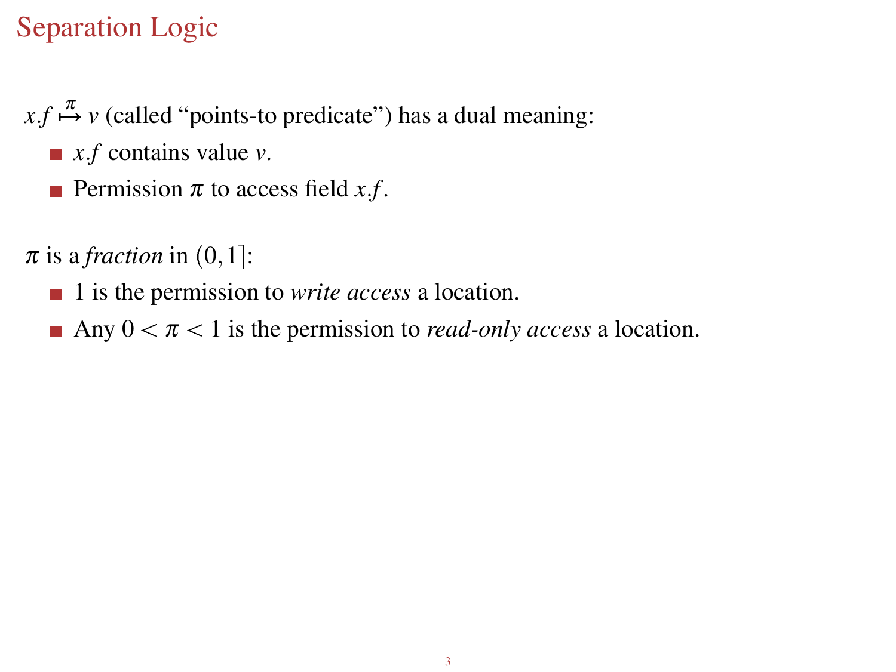# Separation Logic

$x.f \overset{\pi}{\mapsto} v$ (called "points-to predicate") has a dual meaning:

- $x.f$ contains value $v$.
- Permission $\pi$ to access field $x.f$.

$\pi$ is a *fraction* in $(0, 1]$:

- 1 is the permission to *write access* a location.
- Any $0 < \pi < 1$ is the permission to *read-only access* a location.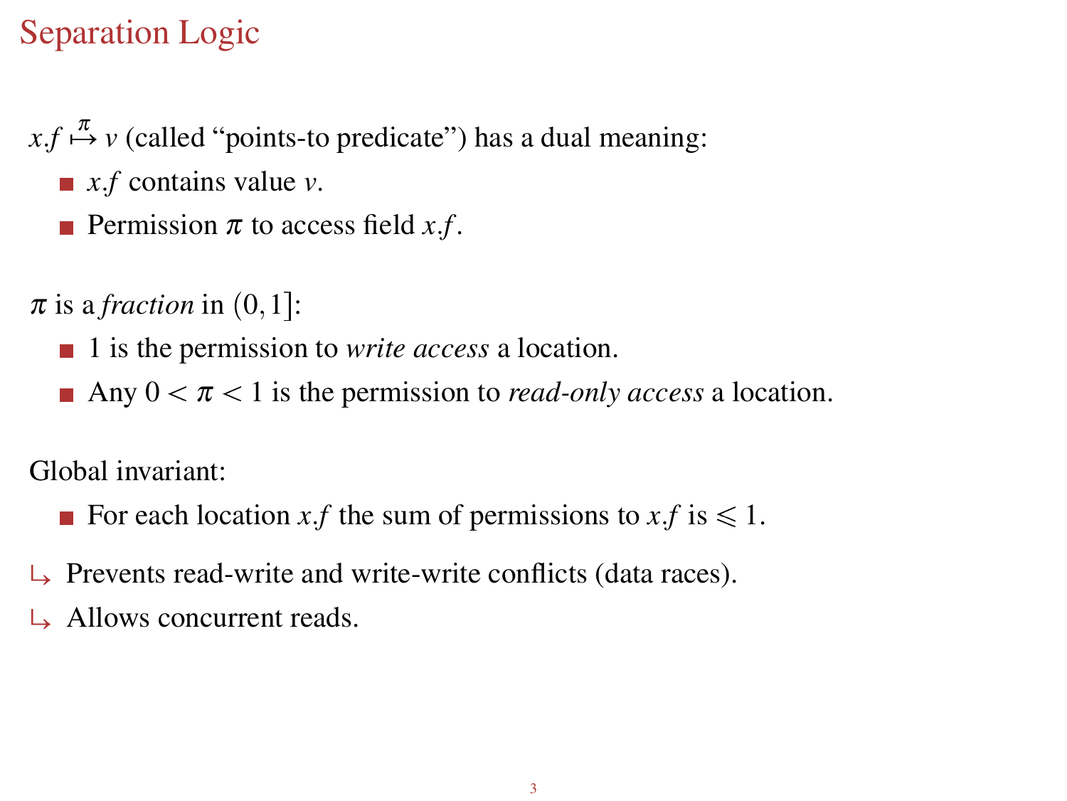# Separation Logic

$x.f \overset{\pi}{\mapsto} v$ (called "points-to predicate") has a dual meaning:

- $x.f$ contains value $v$.
- Permission $\pi$ to access field $x.f$.

$\pi$ is a *fraction* in $(0, 1]$:

- 1 is the permission to *write access* a location.
- Any $0 < \pi < 1$ is the permission to *read-only access* a location.

Global invariant:

- For each location $x.f$ the sum of permissions to $x.f$ is $\leqslant 1$.

↳ Prevents read-write and write-write conflicts (data races).

↳ Allows concurrent reads.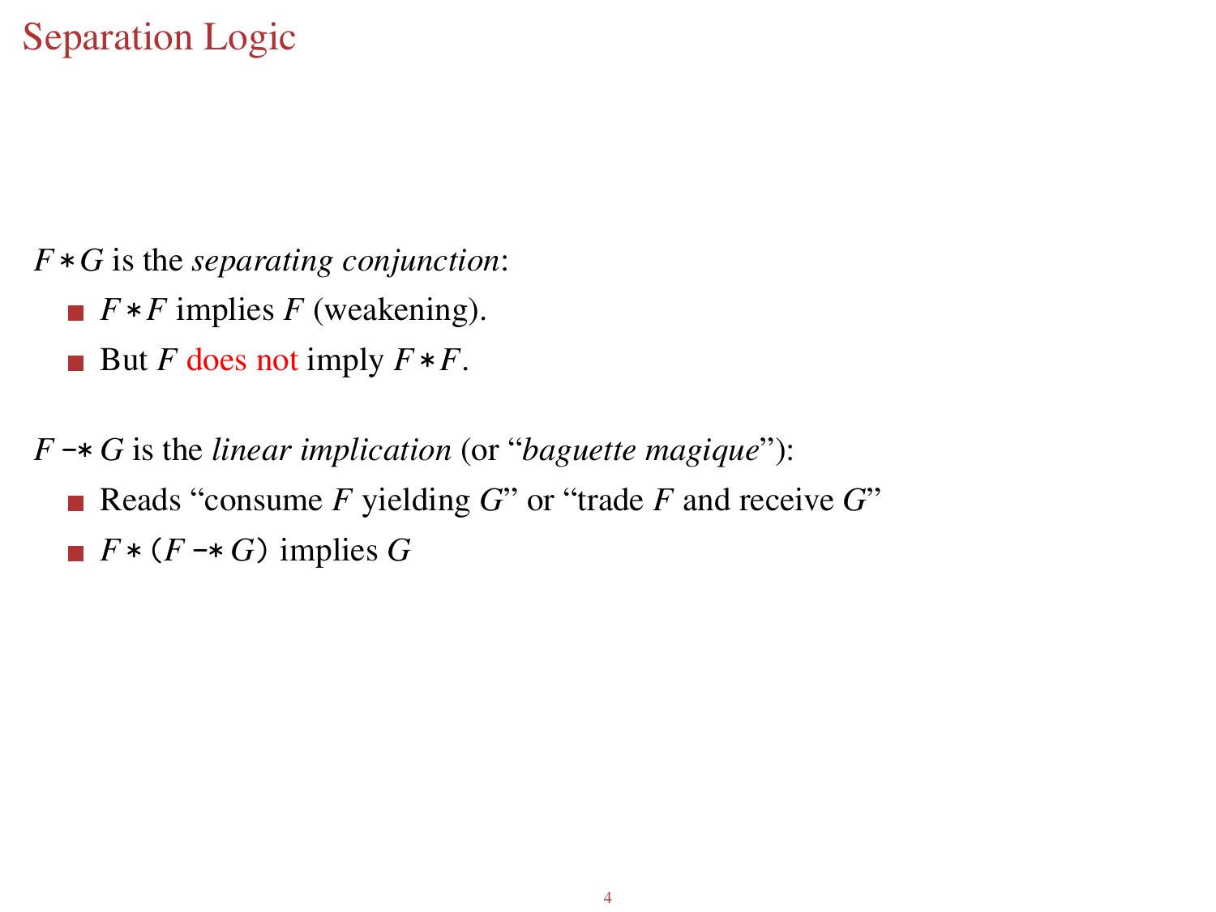# Separation Logic

$F * G$ is the *separating conjunction*:

- $F * F$ implies $F$ (weakening).
- But $F$ does not imply $F * F$.

$F \mathrel{-\!\!*} G$ is the *linear implication* (or "*baguette magique*"):

- Reads "consume $F$ yielding $G$" or "trade $F$ and receive $G$"
- $F * (F \mathrel{-\!\!*} G)$ implies $G$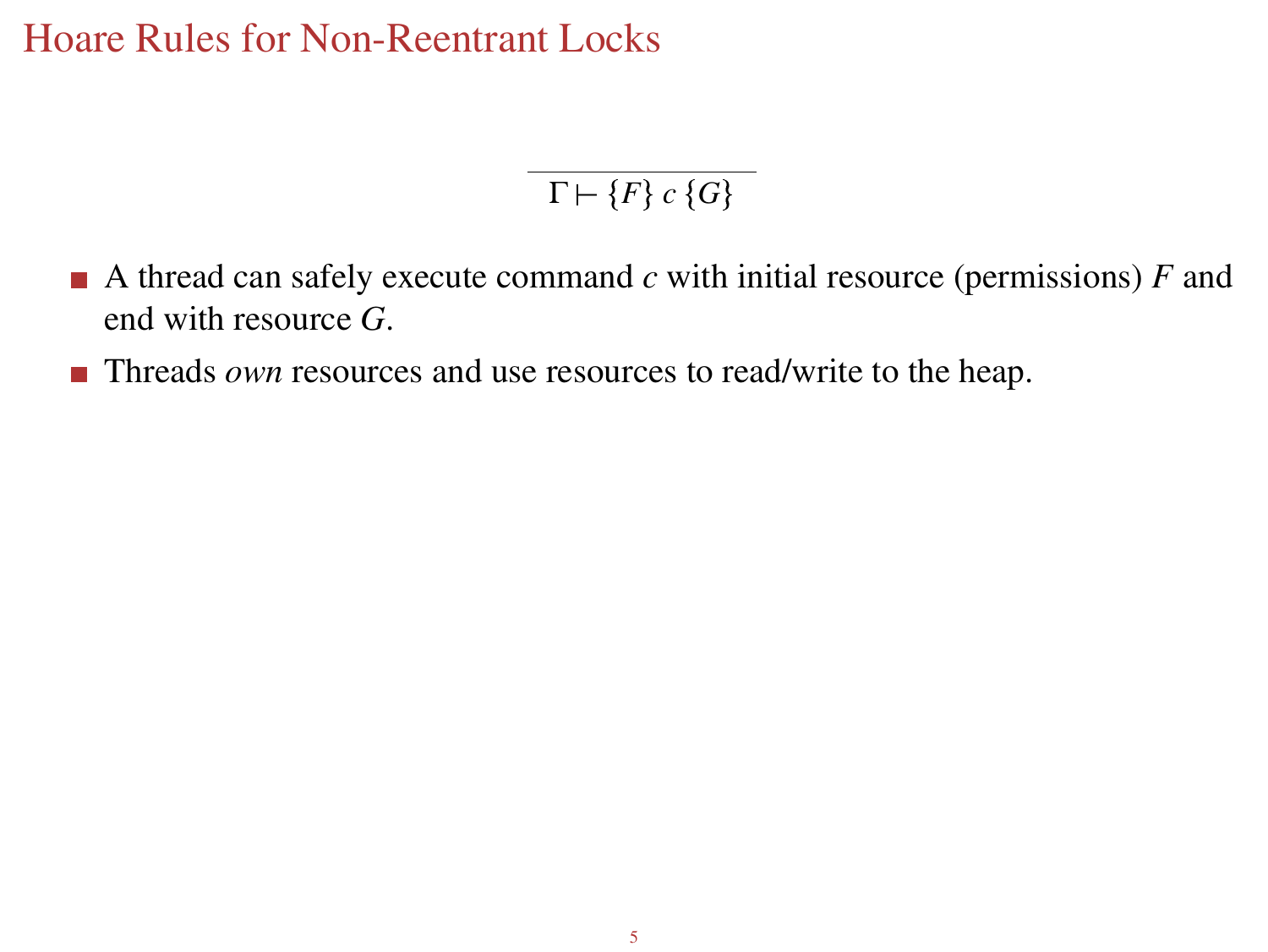# Hoare Rules for Non-Reentrant Locks

$$\frac{}{\Gamma \vdash \{F\}\ c\ \{G\}}$$

- A thread can safely execute command $c$ with initial resource (permissions) $F$ and end with resource $G$.
- Threads *own* resources and use resources to read/write to the heap.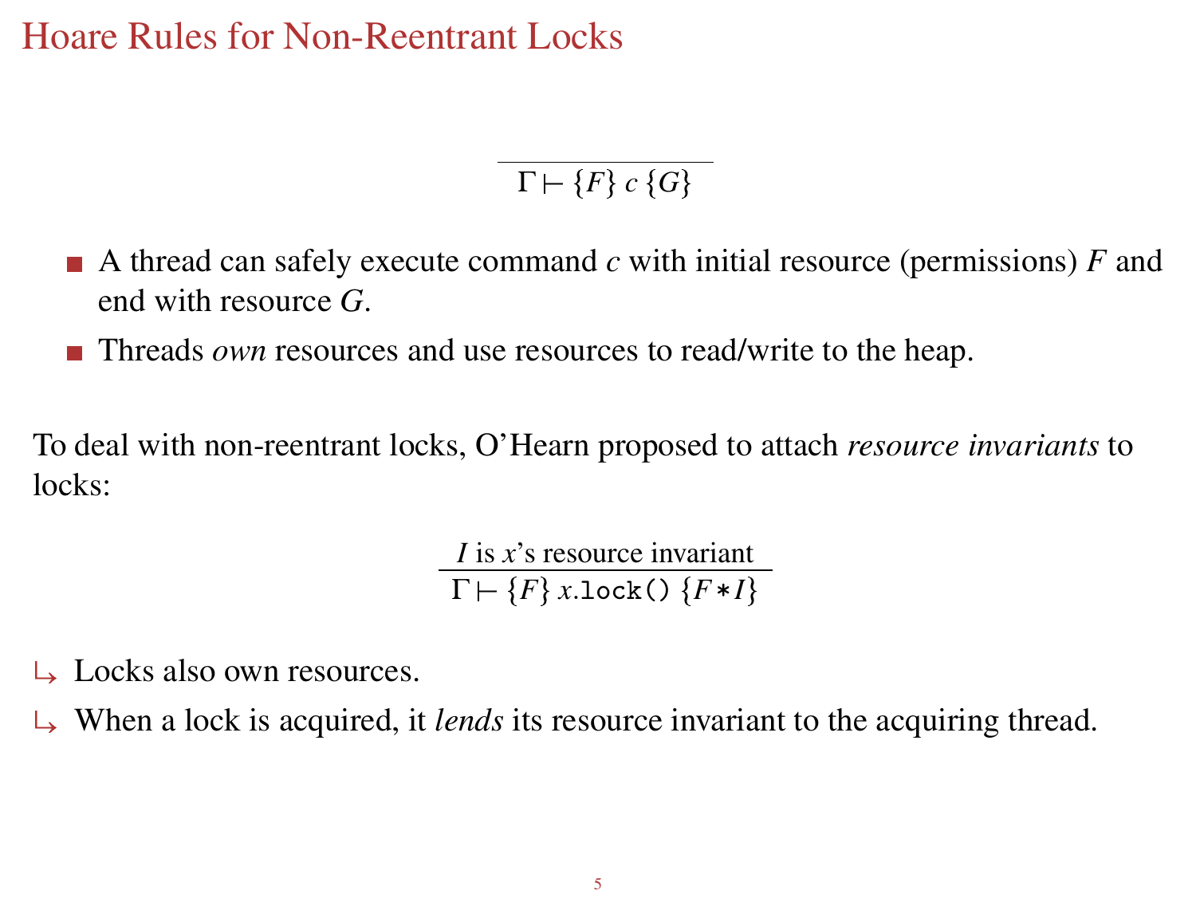# Hoare Rules for Non-Reentrant Locks

$$\frac{}{\Gamma \vdash \{F\}\ c\ \{G\}}$$

- A thread can safely execute command $c$ with initial resource (permissions) $F$ and end with resource $G$.
- Threads *own* resources and use resources to read/write to the heap.

To deal with non-reentrant locks, O'Hearn proposed to attach *resource invariants* to locks:

$$\frac{I \text{ is } x\text{'s resource invariant}}{\Gamma \vdash \{F\}\ x.\texttt{lock()}\ \{F * I\}}$$

↳ Locks also own resources.

↳ When a lock is acquired, it *lends* its resource invariant to the acquiring thread.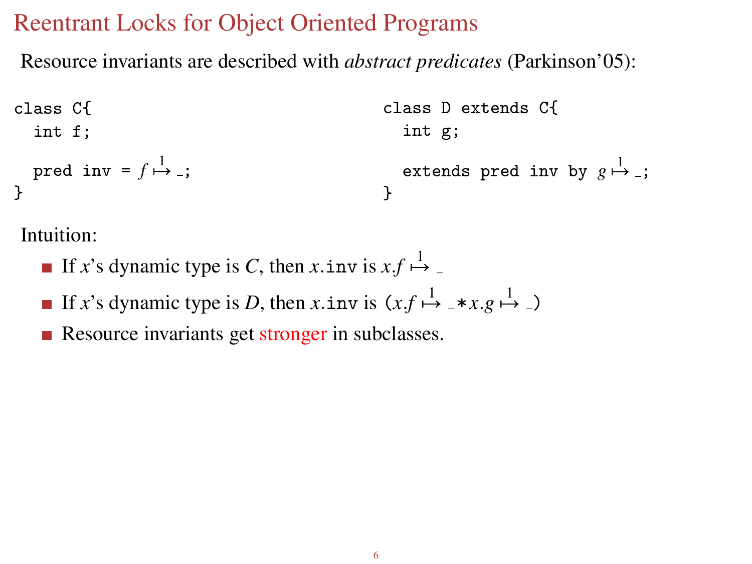# Reentrant Locks for Object Oriented Programs

Resource invariants are described with *abstract predicates* (Parkinson'05):

```
class C{
  int f;

  pred inv = f ↦¹ _;
}
```

```
class D extends C{
  int g;

  extends pred inv by g ↦¹ _;
}
```

Intuition:

- If $x$'s dynamic type is $C$, then $x.\texttt{inv}$ is $x.f \overset{1}{\mapsto} \_$
- If $x$'s dynamic type is $D$, then $x.\texttt{inv}$ is $(x.f \overset{1}{\mapsto} \_ * x.g \overset{1}{\mapsto} \_)$
- Resource invariants get stronger in subclasses.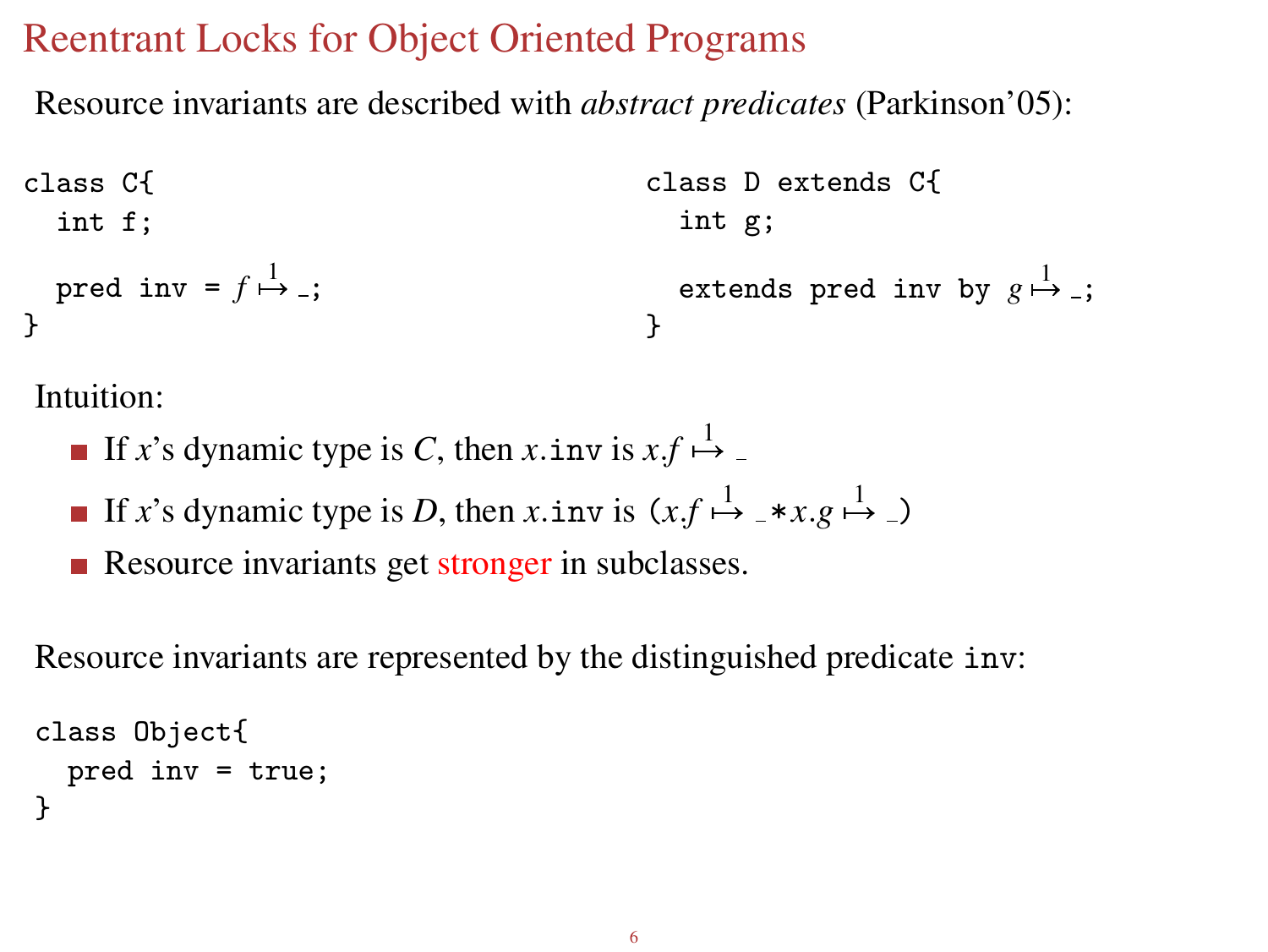# Reentrant Locks for Object Oriented Programs

Resource invariants are described with *abstract predicates* (Parkinson'05):

```
class C{
  int f;

  pred inv = f ↦¹ _;
}
```

```
class D extends C{
  int g;

  extends pred inv by g ↦¹ _;
}
```

Intuition:

- If $x$'s dynamic type is $C$, then $x$.inv is $x.f \overset{1}{\mapsto} \_$
- If $x$'s dynamic type is $D$, then $x$.inv is $(x.f \overset{1}{\mapsto} \_ * x.g \overset{1}{\mapsto} \_)$
- Resource invariants get stronger in subclasses.

Resource invariants are represented by the distinguished predicate inv:

```
class Object{
  pred inv = true;
}
```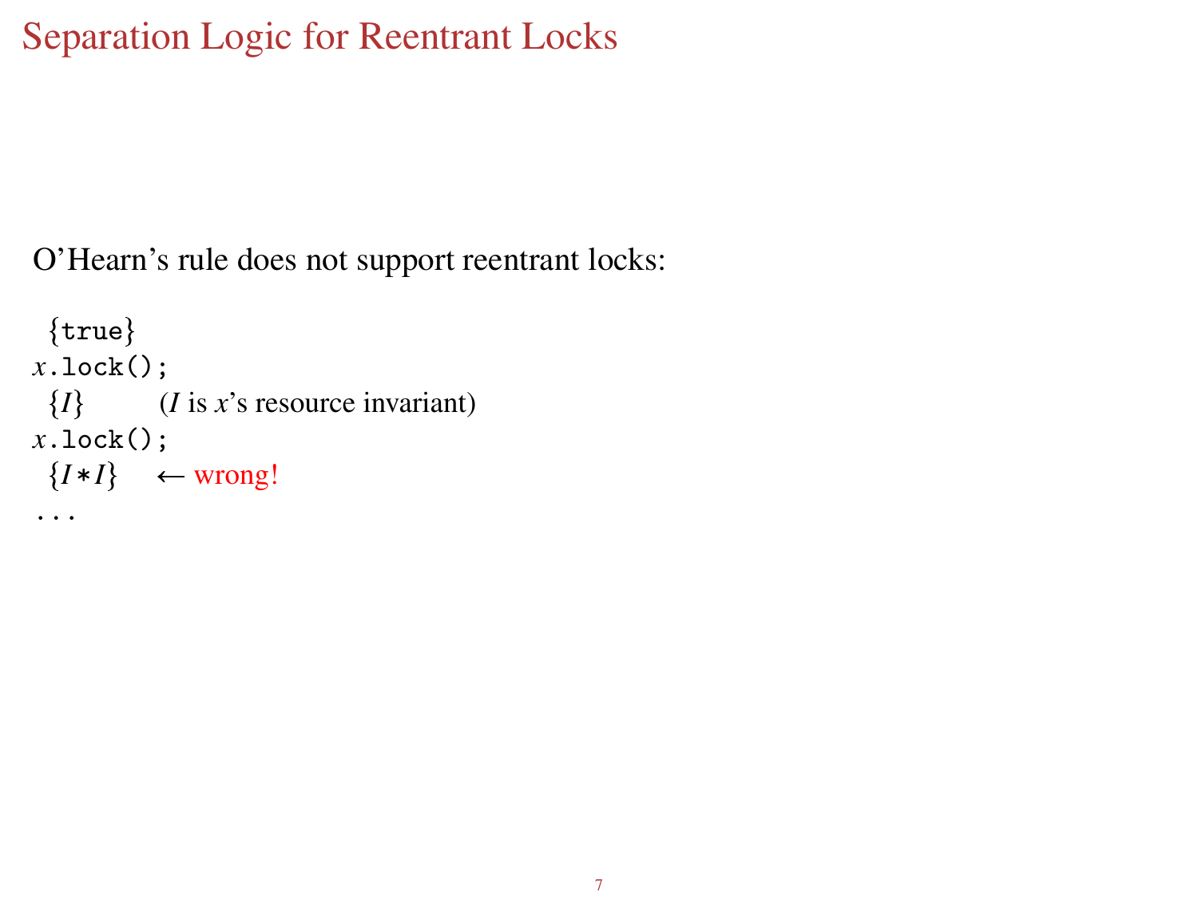# Separation Logic for Reentrant Locks

O'Hearn's rule does not support reentrant locks:

$\{\texttt{true}\}$
$x$`.lock();`
$\{I\}$ ($I$ is $x$'s resource invariant)
$x$`.lock();`
$\{I * I\}$ $\leftarrow$ wrong!
`...`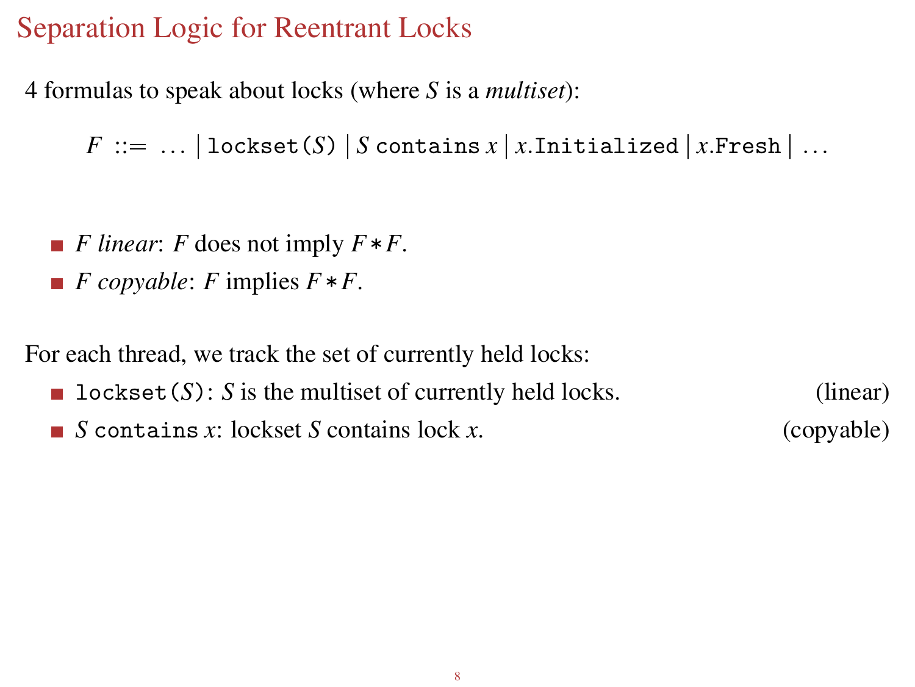# Separation Logic for Reentrant Locks

4 formulas to speak about locks (where $S$ is a *multiset*):

$$F \ ::= \ \ldots \mid \texttt{lockset(}S\texttt{)} \mid S \ \texttt{contains} \ x \mid x.\texttt{Initialized} \mid x.\texttt{Fresh} \mid \ldots$$

- *$F$ linear*: $F$ does not imply $F * F$.
- *$F$ copyable*: $F$ implies $F * F$.

For each thread, we track the set of currently held locks:

- $\texttt{lockset(}S\texttt{)}$: $S$ is the multiset of currently held locks. (linear)
- $S \ \texttt{contains} \ x$: lockset $S$ contains lock $x$. (copyable)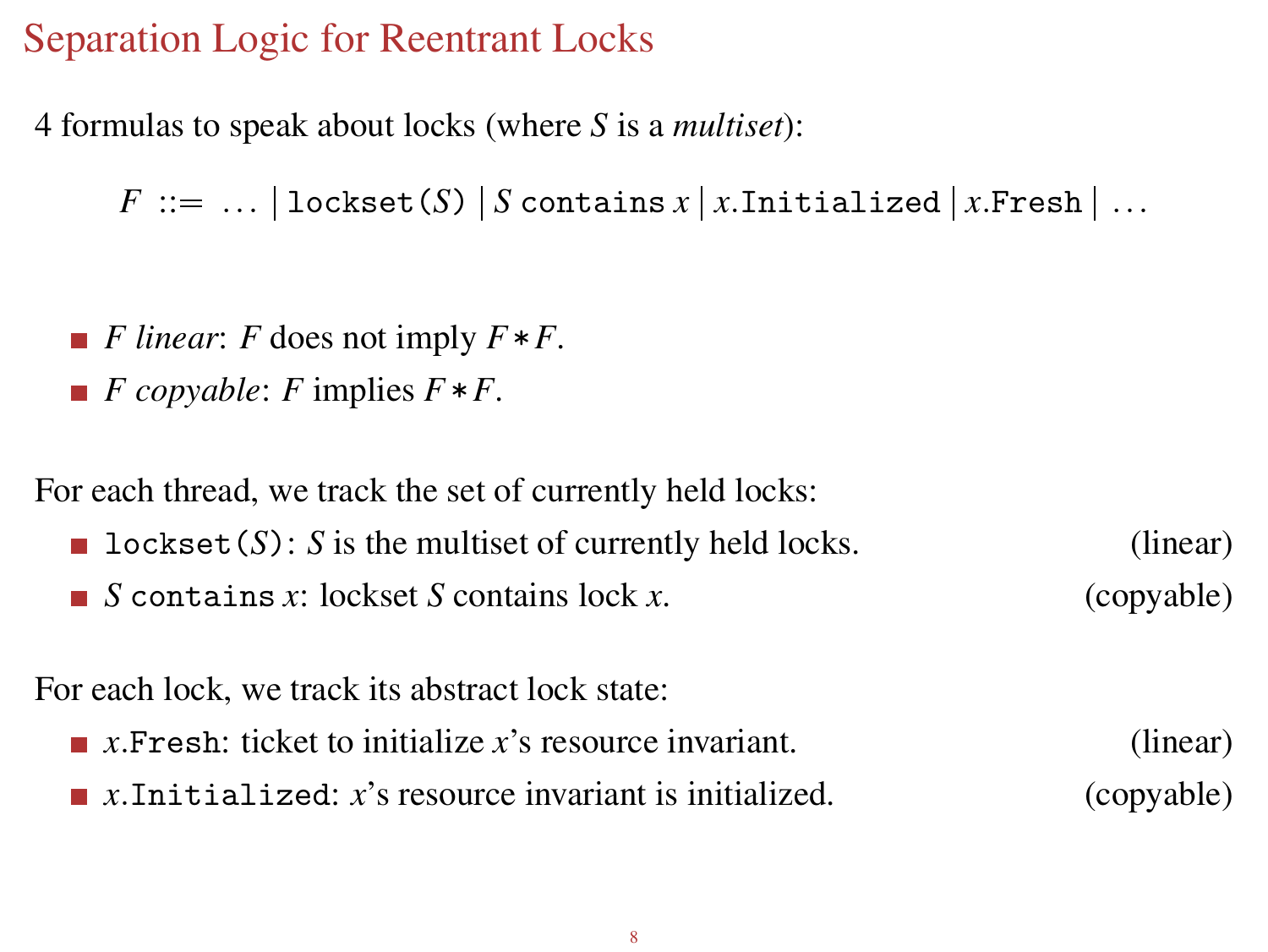# Separation Logic for Reentrant Locks

4 formulas to speak about locks (where $S$ is a *multiset*):

$$F ::= \ldots \mid \texttt{lockset(}S\texttt{)} \mid S \texttt{ contains } x \mid x\texttt{.Initialized} \mid x\texttt{.Fresh} \mid \ldots$$

- *$F$ linear*: $F$ does not imply $F * F$.
- *$F$ copyable*: $F$ implies $F * F$.

For each thread, we track the set of currently held locks:

- `lockset(`$S$`)`: $S$ is the multiset of currently held locks. (linear)
- $S$ `contains` $x$: lockset $S$ contains lock $x$. (copyable)

For each lock, we track its abstract lock state:

- $x$`.Fresh`: ticket to initialize $x$'s resource invariant. (linear)
- $x$`.Initialized`: $x$'s resource invariant is initialized. (copyable)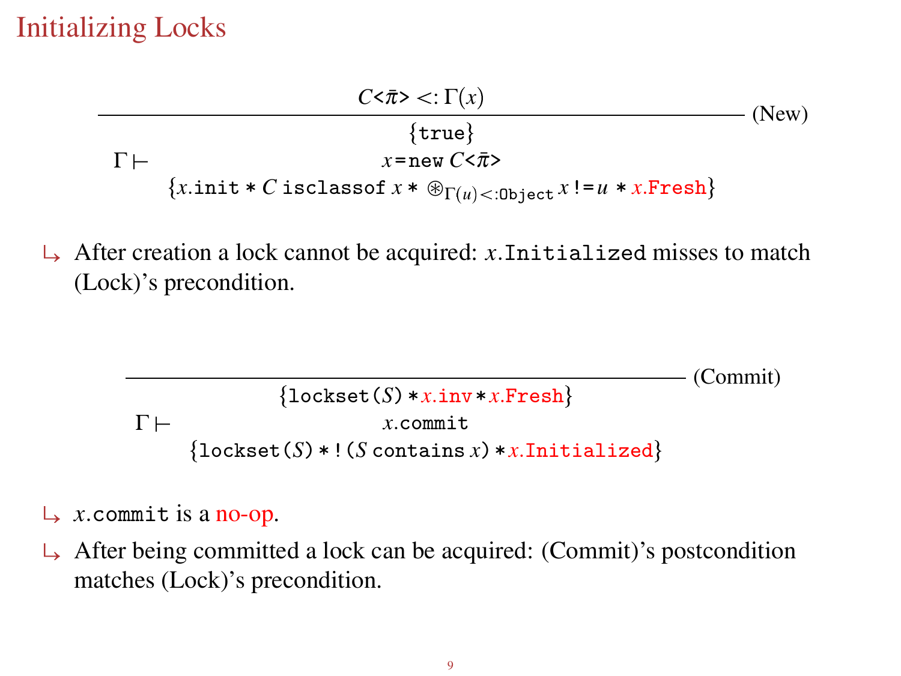# Initializing Locks

$$\frac{C\texttt{<}\bar{\pi}\texttt{>} <: \Gamma(x)}{\Gamma \vdash \begin{array}{c}\{\texttt{true}\} \\ x\texttt{=new}\ C\texttt{<}\bar{\pi}\texttt{>} \\ \{x.\texttt{init} * C\ \texttt{isclassof}\ x * \circledast_{\Gamma(u)<:\texttt{Object}}\ x\ \texttt{!=}\ u * x.\texttt{Fresh}\}\end{array}}\ (\text{New})$$

↳ After creation a lock cannot be acquired: $x$.`Initialized` misses to match (Lock)'s precondition.

$$\frac{}{\Gamma \vdash \begin{array}{c}\{\texttt{lockset}(S) * x.\texttt{inv} * x.\texttt{Fresh}\} \\ x.\texttt{commit} \\ \{\texttt{lockset}(S) * \texttt{!}(S\ \texttt{contains}\ x) * x.\texttt{Initialized}\}\end{array}}\ (\text{Commit})$$

↳ $x$.`commit` is a no-op.

↳ After being committed a lock can be acquired: (Commit)'s postcondition matches (Lock)'s precondition.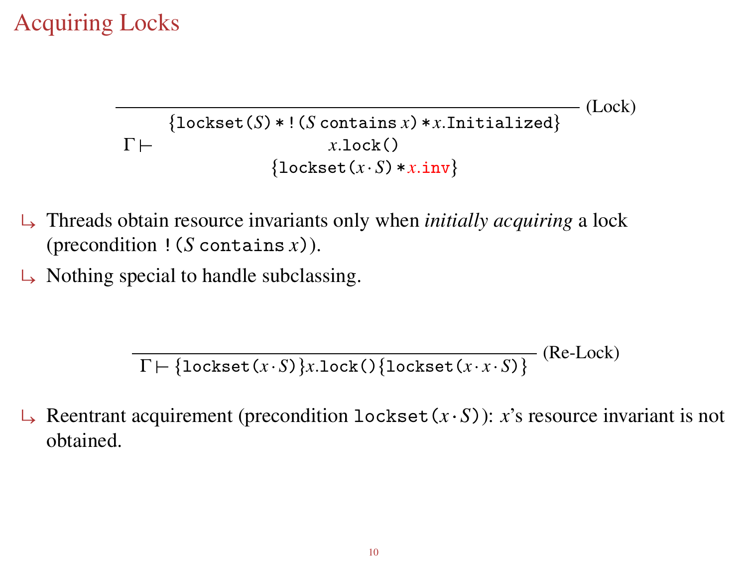# Acquiring Locks

$$\frac{}{\Gamma \vdash \begin{array}{c}\{\texttt{lockset}(S) * \texttt{!}(S\ \texttt{contains}\ x) * x.\texttt{Initialized}\} \\ x.\texttt{lock()} \\ \{\texttt{lockset}(x \cdot S) * \color{red}{x.\texttt{inv}}\}\end{array}} \text{(Lock)}$$

- ↳ Threads obtain resource invariants only when *initially acquiring* a lock (precondition $\texttt{!}(S\ \texttt{contains}\ x)$).
- ↳ Nothing special to handle subclassing.

$$\frac{}{\Gamma \vdash \{\texttt{lockset}(x \cdot S)\} x.\texttt{lock()} \{\texttt{lockset}(x \cdot x \cdot S)\}} \text{(Re-Lock)}$$

- ↳ Reentrant acquirement (precondition $\texttt{lockset}(x \cdot S)$): $x$'s resource invariant is not obtained.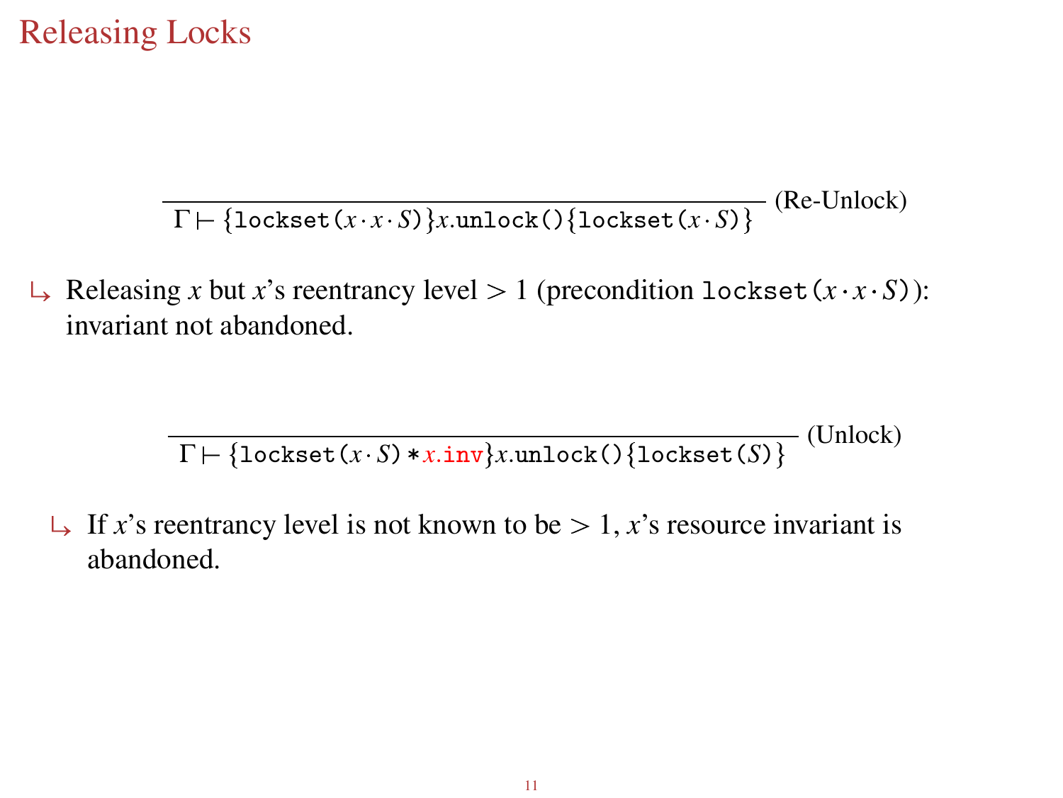# Releasing Locks

$$\frac{}{\Gamma \vdash \{\texttt{lockset}(x \cdot x \cdot S)\}x.\texttt{unlock()}\{\texttt{lockset}(x \cdot S)\}} \text{ (Re-Unlock)}$$

↳ Releasing $x$ but $x$'s reentrancy level $> 1$ (precondition $\texttt{lockset}(x \cdot x \cdot S)$): invariant not abandoned.

$$\frac{}{\Gamma \vdash \{\texttt{lockset}(x \cdot S) * x.\texttt{inv}\}x.\texttt{unlock()}\{\texttt{lockset}(S)\}} \text{ (Unlock)}$$

↳ If $x$'s reentrancy level is not known to be $> 1$, $x$'s resource invariant is abandoned.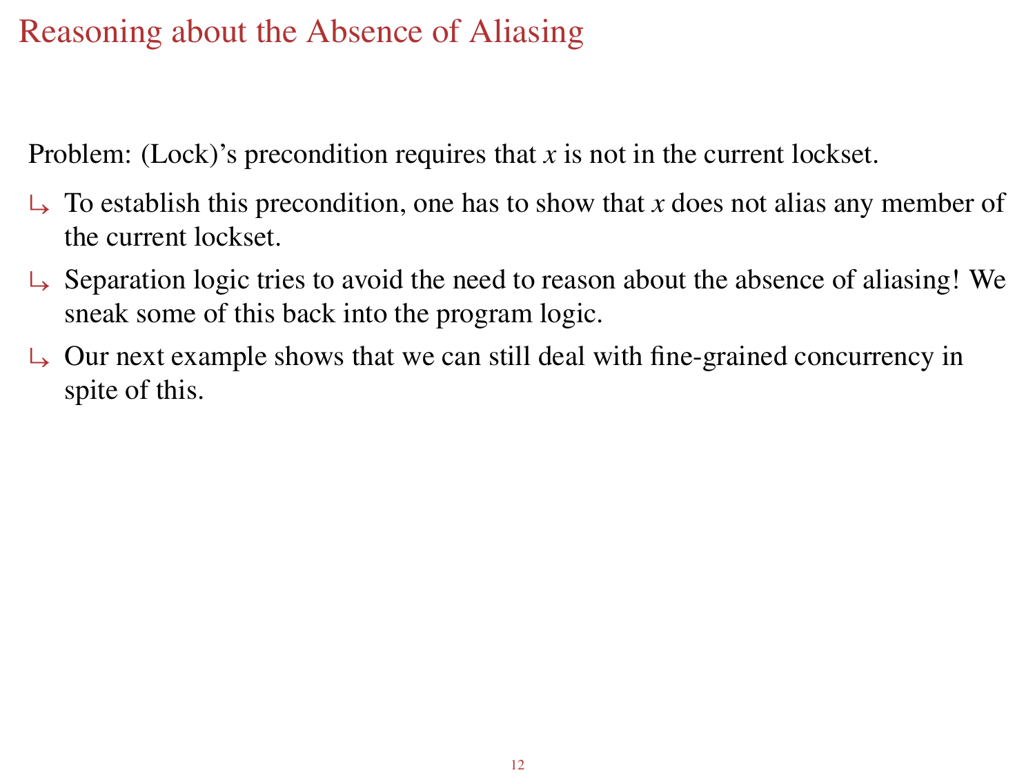# Reasoning about the Absence of Aliasing

Problem: (Lock)'s precondition requires that $x$ is not in the current lockset.

- ↳ To establish this precondition, one has to show that $x$ does not alias any member of the current lockset.
- ↳ Separation logic tries to avoid the need to reason about the absence of aliasing! We sneak some of this back into the program logic.
- ↳ Our next example shows that we can still deal with fine-grained concurrency in spite of this.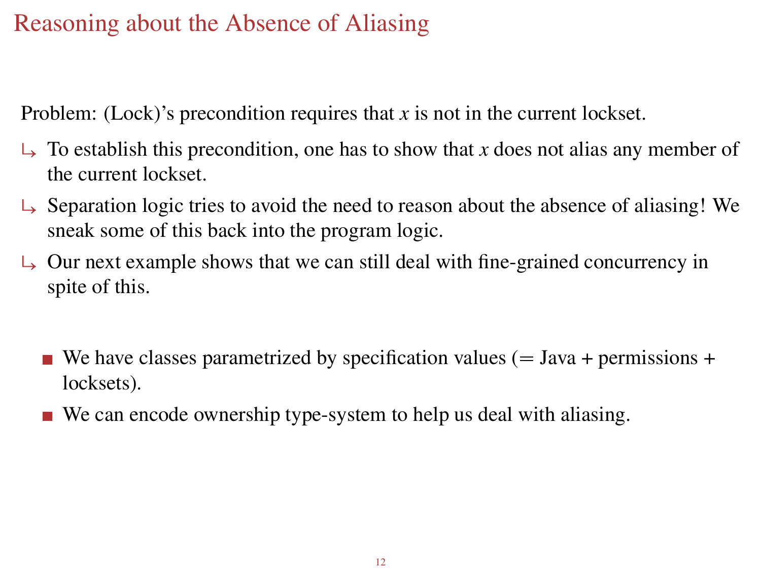# Reasoning about the Absence of Aliasing

Problem: (Lock)'s precondition requires that $x$ is not in the current lockset.

↳ To establish this precondition, one has to show that $x$ does not alias any member of the current lockset.

↳ Separation logic tries to avoid the need to reason about the absence of aliasing! We sneak some of this back into the program logic.

↳ Our next example shows that we can still deal with fine-grained concurrency in spite of this.

- We have classes parametrized by specification values (= Java + permissions + locksets).
- We can encode ownership type-system to help us deal with aliasing.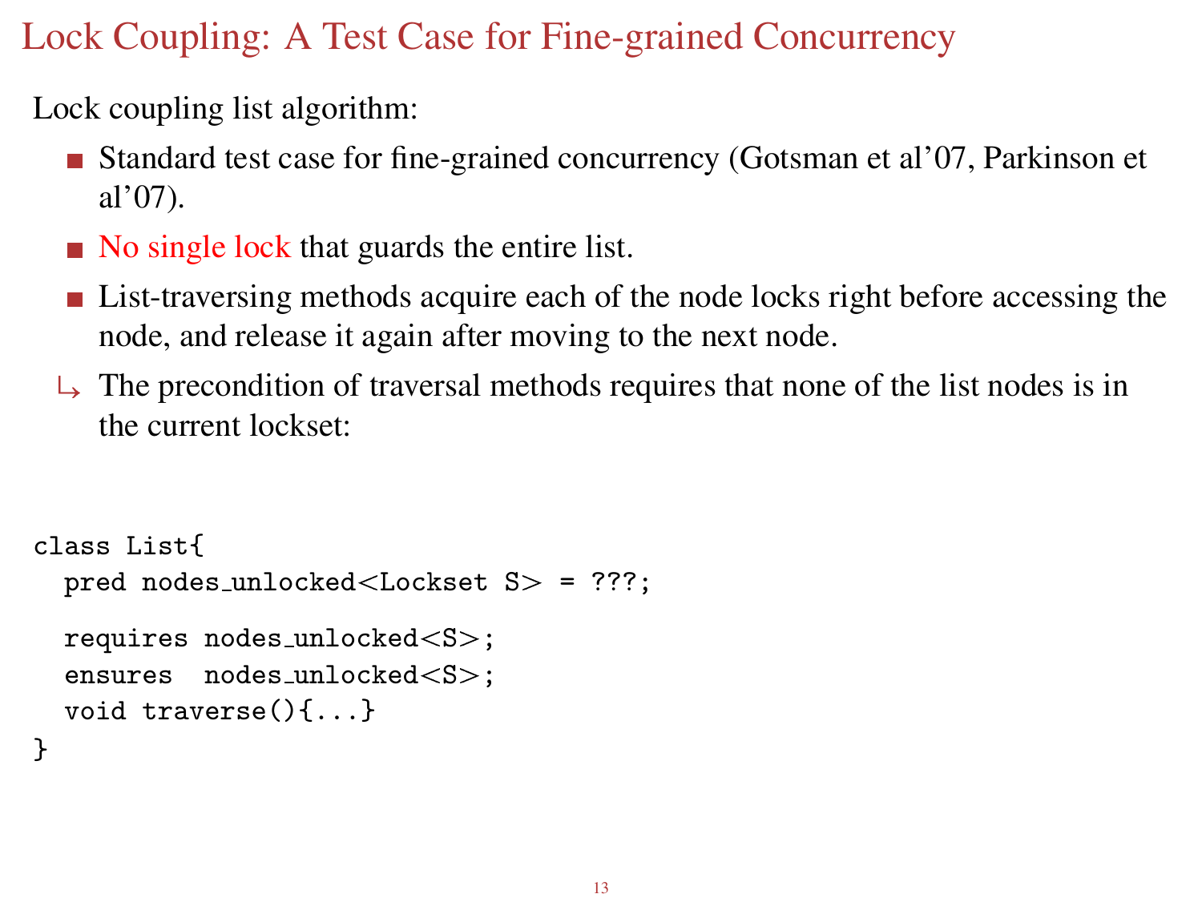# Lock Coupling: A Test Case for Fine-grained Concurrency

Lock coupling list algorithm:

- Standard test case for fine-grained concurrency (Gotsman et al'07, Parkinson et al'07).
- No single lock that guards the entire list.
- List-traversing methods acquire each of the node locks right before accessing the node, and release it again after moving to the next node.

↳ The precondition of traversal methods requires that none of the list nodes is in the current lockset:

```
class List{
  pred nodes_unlocked<Lockset S> = ???;

  requires nodes_unlocked<S>;
  ensures  nodes_unlocked<S>;
  void traverse(){...}
}
```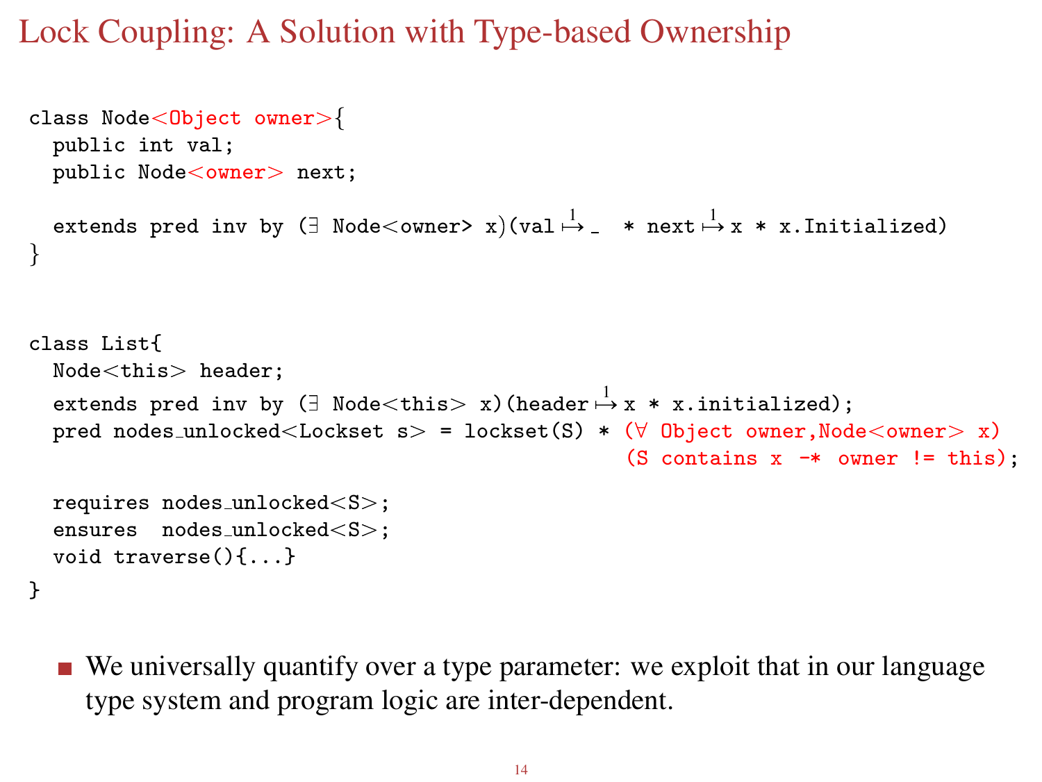# Lock Coupling: A Solution with Type-based Ownership

```
class Node<Object owner>{
  public int val;
  public Node<owner> next;

  extends pred inv by (∃ Node<owner> x)(val ↦¹ _  * next ↦¹ x * x.Initialized)
}


class List{
  Node<this> header;
  extends pred inv by (∃ Node<this> x)(header ↦¹ x * x.initialized);
  pred nodes_unlocked<Lockset s> = lockset(S) * (∀ Object owner,Node<owner> x)
                                               (S contains x -* owner != this);

  requires nodes_unlocked<S>;
  ensures  nodes_unlocked<S>;
  void traverse(){...}
}
```

- We universally quantify over a type parameter: we exploit that in our language type system and program logic are inter-dependent.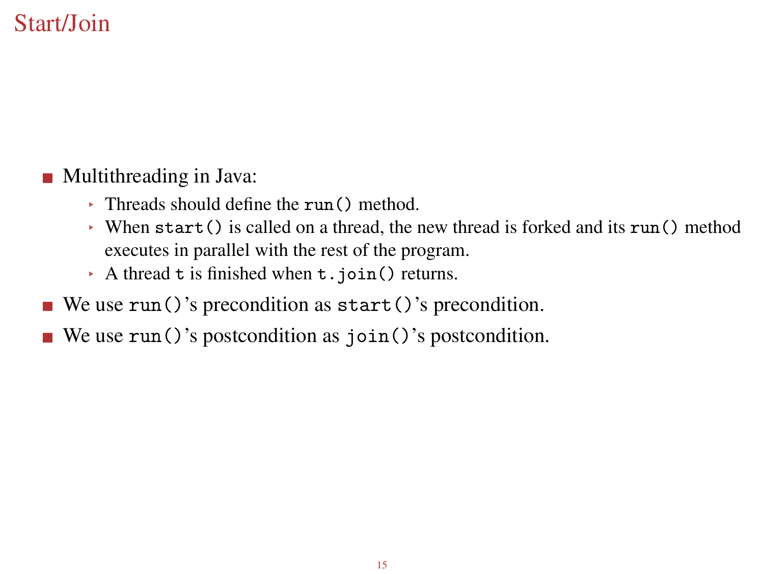# Start/Join

- Multithreading in Java:
  - Threads should define the `run()` method.
  - When `start()` is called on a thread, the new thread is forked and its `run()` method executes in parallel with the rest of the program.
  - A thread `t` is finished when `t.join()` returns.
- We use `run()`'s precondition as `start()`'s precondition.
- We use `run()`'s postcondition as `join()`'s postcondition.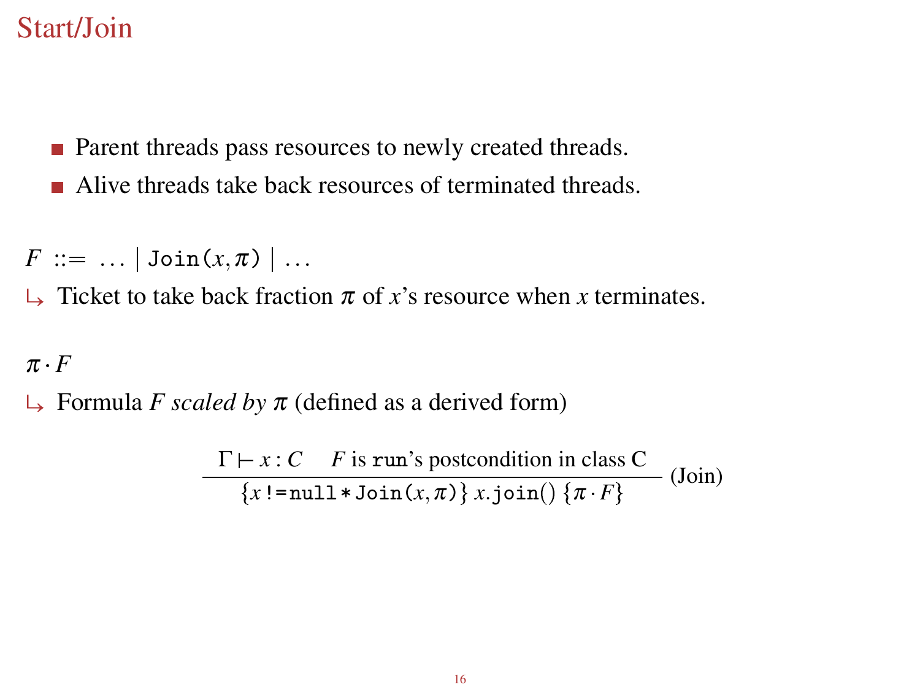# Start/Join

- Parent threads pass resources to newly created threads.
- Alive threads take back resources of terminated threads.

$F ::= \ldots \mid \texttt{Join}(x, \pi) \mid \ldots$

↳ Ticket to take back fraction $\pi$ of $x$'s resource when $x$ terminates.

$\pi \cdot F$

↳ Formula $F$ *scaled by* $\pi$ (defined as a derived form)

$$\frac{\Gamma \vdash x : C \qquad F \text{ is } \texttt{run}\text{'s postcondition in class C}}{\{x \,\texttt{!=}\, \texttt{null} * \texttt{Join}(x, \pi)\}\; x.\texttt{join}()\; \{\pi \cdot F\}} \text{ (Join)}$$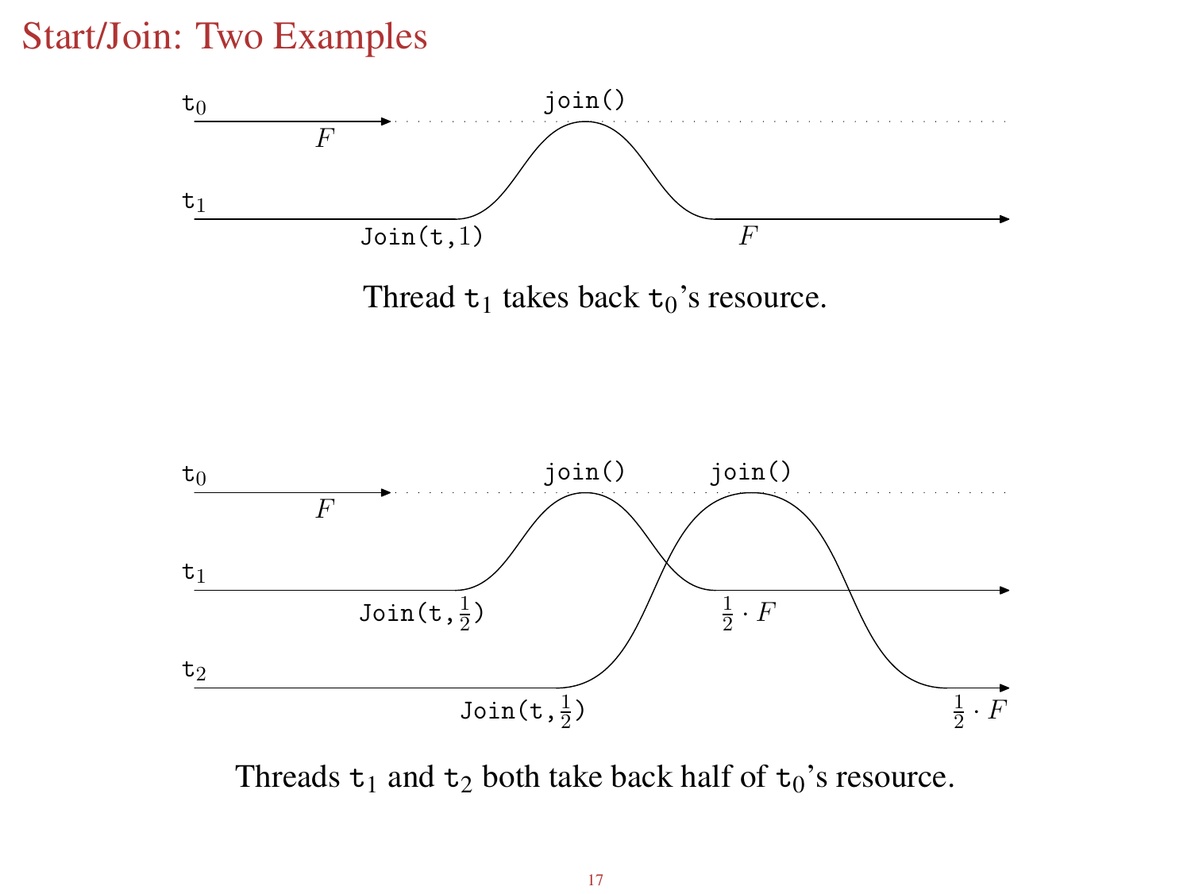# Start/Join: Two Examples

Thread $\mathtt{t}_1$ takes back $\mathtt{t}_0$'s resource.

Threads $\mathtt{t}_1$ and $\mathtt{t}_2$ both take back half of $\mathtt{t}_0$'s resource.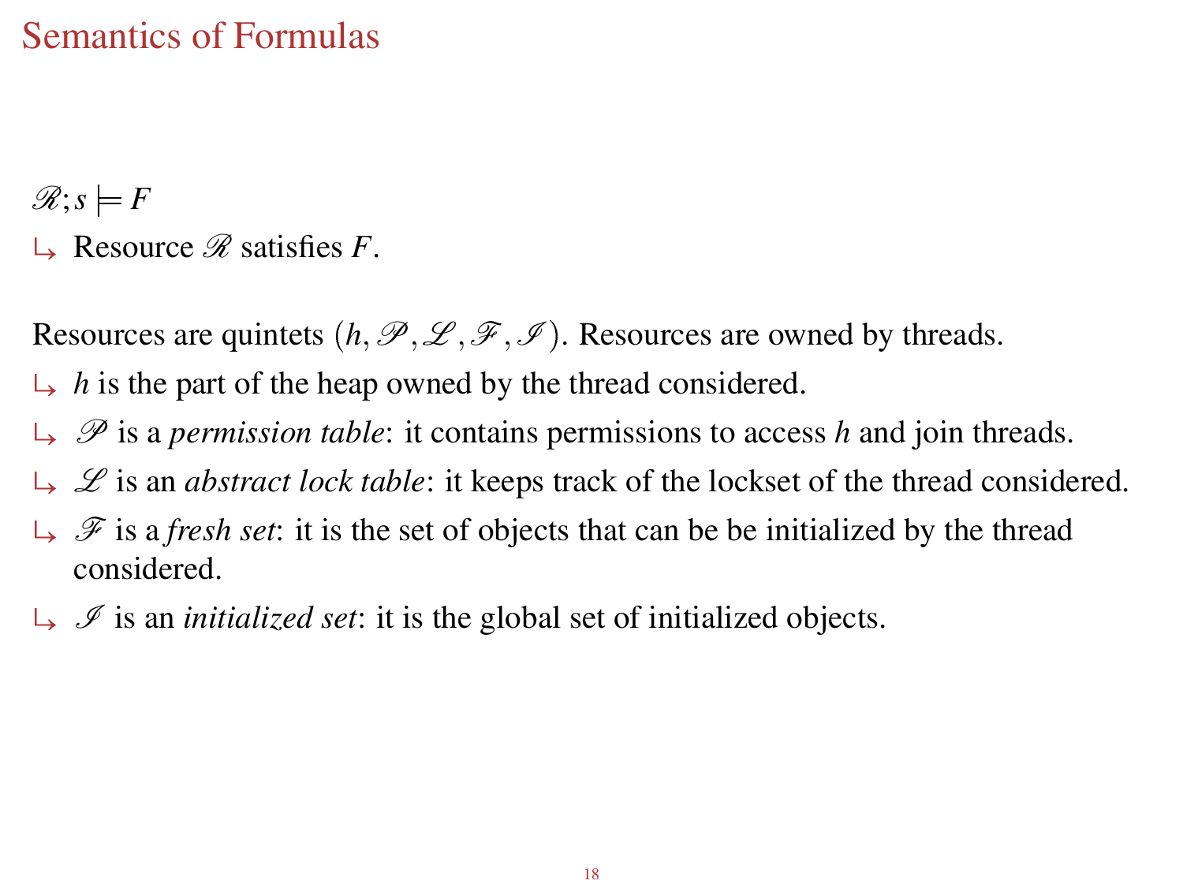# Semantics of Formulas

$\mathscr{R}; s \models F$

↳ Resource $\mathscr{R}$ satisfies $F$.

Resources are quintets $(h, \mathscr{P}, \mathscr{L}, \mathscr{F}, \mathscr{I})$. Resources are owned by threads.

↳ $h$ is the part of the heap owned by the thread considered.

↳ $\mathscr{P}$ is a *permission table*: it contains permissions to access $h$ and join threads.

↳ $\mathscr{L}$ is an *abstract lock table*: it keeps track of the lockset of the thread considered.

↳ $\mathscr{F}$ is a *fresh set*: it is the set of objects that can be be initialized by the thread considered.

↳ $\mathscr{I}$ is an *initialized set*: it is the global set of initialized objects.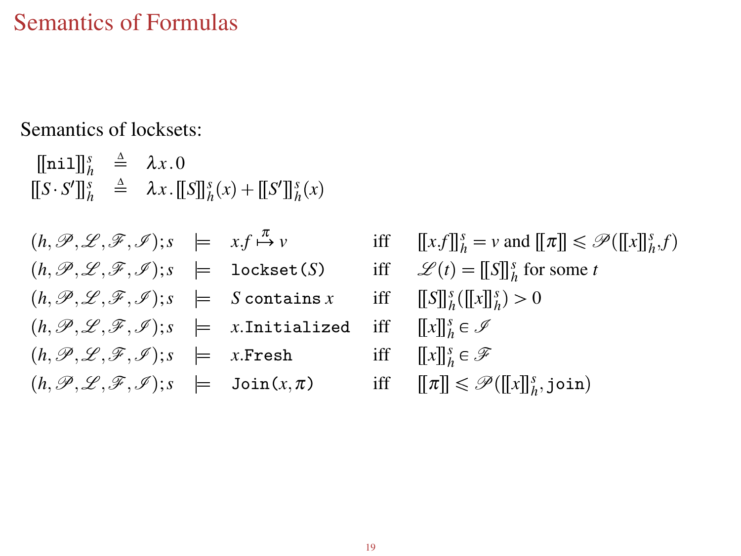# Semantics of Formulas

Semantics of locksets:

$$
\begin{array}{lcl}
[\![\texttt{nil}]\!]_h^s & \triangleq & \lambda x\,.\,0 \\
[\![S \cdot S']\!]_h^s & \triangleq & \lambda x\,.\,[\![S]\!]_h^s(x) + [\![S']\!]_h^s(x)
\end{array}
$$

$$
\begin{array}{lclll}
(h,\mathscr{P},\mathscr{L},\mathscr{F},\mathscr{I});s & \models & x.f \overset{\pi}{\mapsto} v & \text{iff} & [\![x.f]\!]_h^s = v \text{ and } [\![\pi]\!] \leqslant \mathscr{P}([\![x]\!]_h^s, f) \\
(h,\mathscr{P},\mathscr{L},\mathscr{F},\mathscr{I});s & \models & \texttt{lockset}(S) & \text{iff} & \mathscr{L}(t) = [\![S]\!]_h^s \text{ for some } t \\
(h,\mathscr{P},\mathscr{L},\mathscr{F},\mathscr{I});s & \models & S\ \texttt{contains}\ x & \text{iff} & [\![S]\!]_h^s([\![x]\!]_h^s) > 0 \\
(h,\mathscr{P},\mathscr{L},\mathscr{F},\mathscr{I});s & \models & x.\texttt{Initialized} & \text{iff} & [\![x]\!]_h^s \in \mathscr{I} \\
(h,\mathscr{P},\mathscr{L},\mathscr{F},\mathscr{I});s & \models & x.\texttt{Fresh} & \text{iff} & [\![x]\!]_h^s \in \mathscr{F} \\
(h,\mathscr{P},\mathscr{L},\mathscr{F},\mathscr{I});s & \models & \texttt{Join}(x,\pi) & \text{iff} & [\![\pi]\!] \leqslant \mathscr{P}([\![x]\!]_h^s, \texttt{join})
\end{array}
$$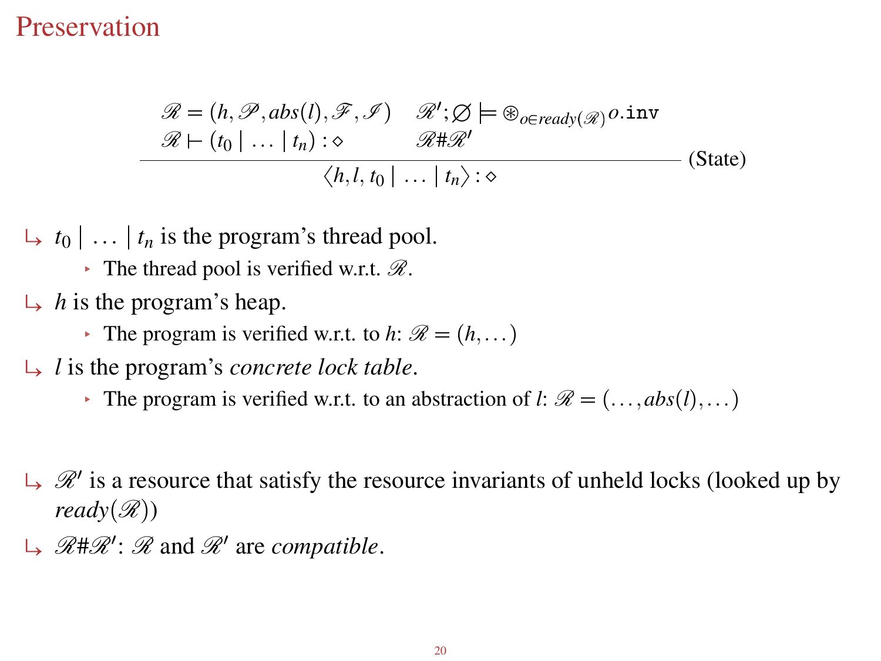# Preservation

$$\frac{\begin{array}{ll}\mathscr{R} = (h, \mathscr{P}, abs(l), \mathscr{F}, \mathscr{I}) & \mathscr{R}'; \varnothing \models \circledast_{o \in ready(\mathscr{R})} o.\texttt{inv} \\ \mathscr{R} \vdash (t_0 \mid \ldots \mid t_n) : \diamond & \mathscr{R} \# \mathscr{R}'\end{array}}{\langle h, l, t_0 \mid \ldots \mid t_n \rangle : \diamond} \text{ (State)}$$

- ↳ $t_0 \mid \ldots \mid t_n$ is the program's thread pool.
  - The thread pool is verified w.r.t. $\mathscr{R}$.
- ↳ $h$ is the program's heap.
  - The program is verified w.r.t. to $h$: $\mathscr{R} = (h, \ldots)$
- ↳ $l$ is the program's *concrete lock table*.
  - The program is verified w.r.t. to an abstraction of $l$: $\mathscr{R} = (\ldots, abs(l), \ldots)$

- ↳ $\mathscr{R}'$ is a resource that satisfy the resource invariants of unheld locks (looked up by $ready(\mathscr{R})$)
- ↳ $\mathscr{R} \# \mathscr{R}'$: $\mathscr{R}$ and $\mathscr{R}'$ are *compatible*.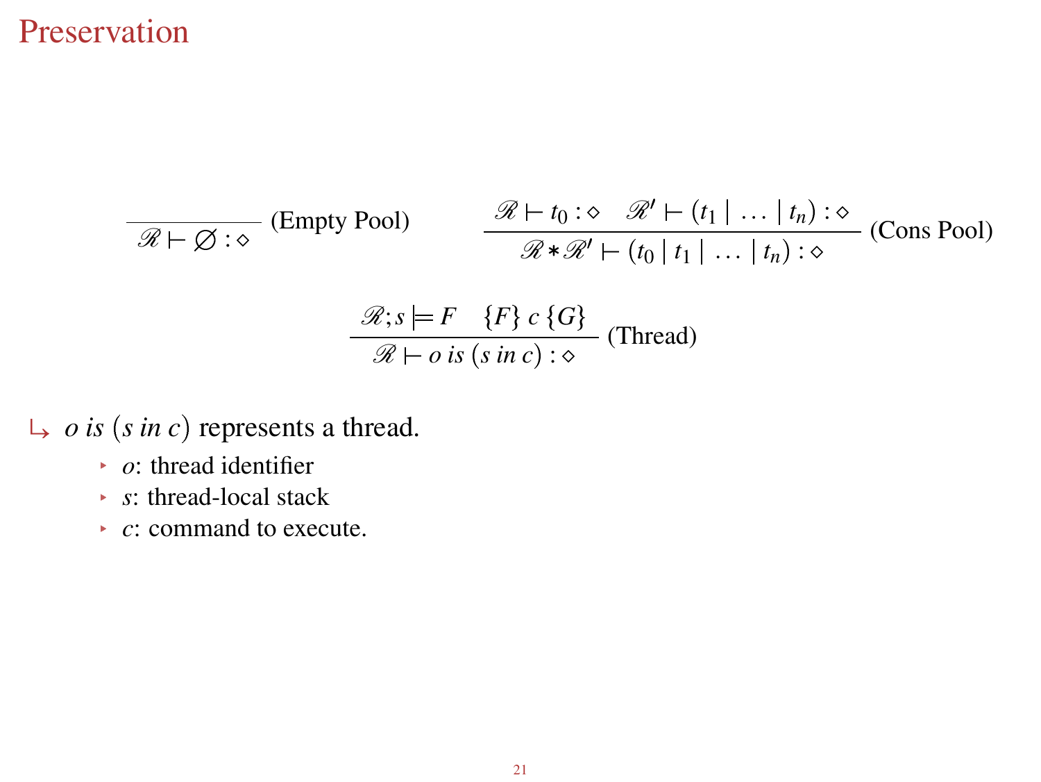# Preservation

$$\frac{}{\mathscr{R} \vdash \varnothing : \diamond} \text{ (Empty Pool)} \qquad \frac{\mathscr{R} \vdash t_0 : \diamond \quad \mathscr{R}' \vdash (t_1 \mid \ldots \mid t_n) : \diamond}{\mathscr{R} * \mathscr{R}' \vdash (t_0 \mid t_1 \mid \ldots \mid t_n) : \diamond} \text{ (Cons Pool)}$$

$$\frac{\mathscr{R}; s \models F \quad \{F\}\ c\ \{G\}}{\mathscr{R} \vdash o\ is\ (s\ in\ c) : \diamond} \text{ (Thread)}$$

↳ $o\ is\ (s\ in\ c)$ represents a thread.

- $o$: thread identifier
- $s$: thread-local stack
- $c$: command to execute.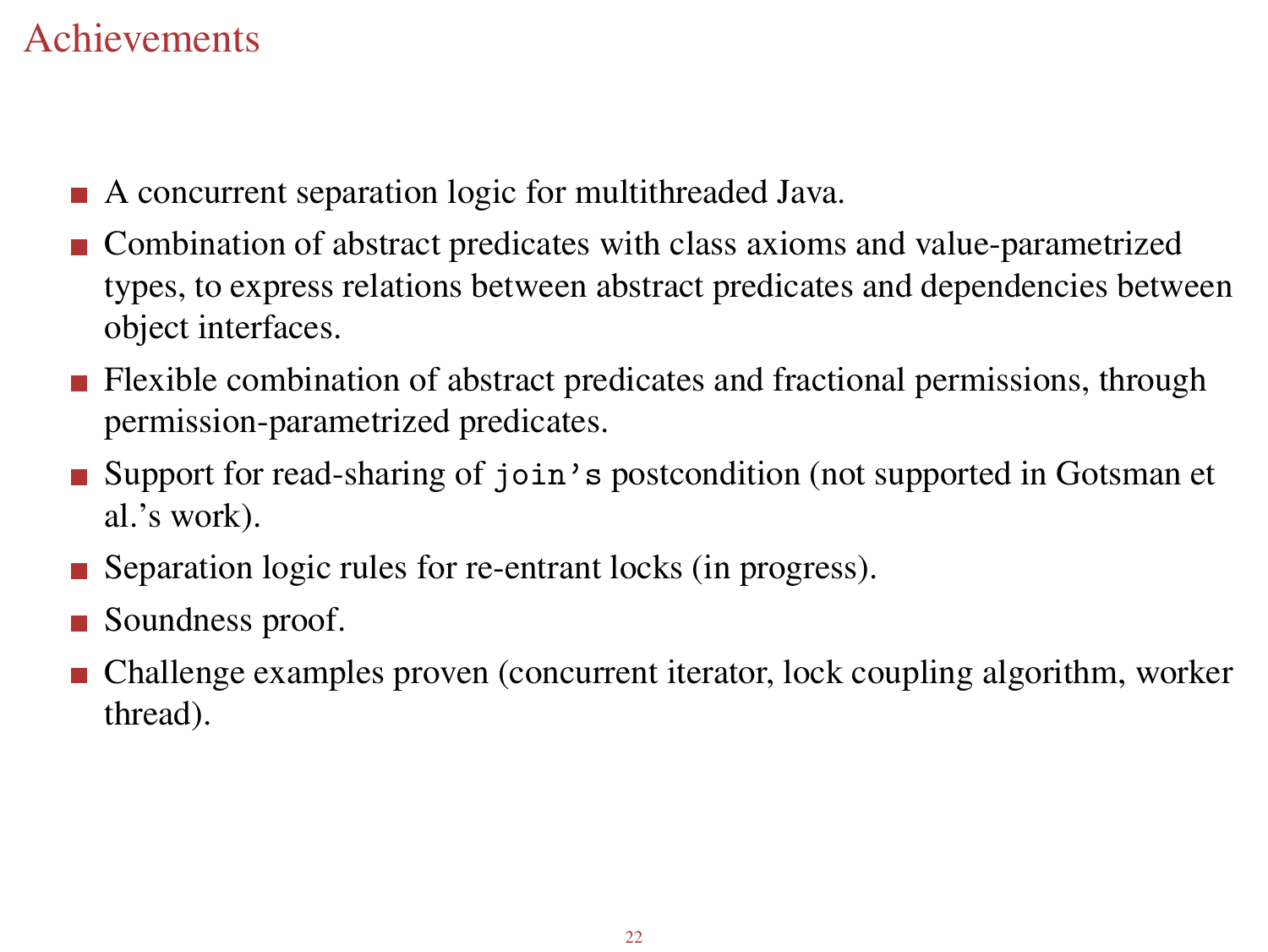# Achievements

- A concurrent separation logic for multithreaded Java.
- Combination of abstract predicates with class axioms and value-parametrized types, to express relations between abstract predicates and dependencies between object interfaces.
- Flexible combination of abstract predicates and fractional permissions, through permission-parametrized predicates.
- Support for read-sharing of `join's` postcondition (not supported in Gotsman et al.'s work).
- Separation logic rules for re-entrant locks (in progress).
- Soundness proof.
- Challenge examples proven (concurrent iterator, lock coupling algorithm, worker thread).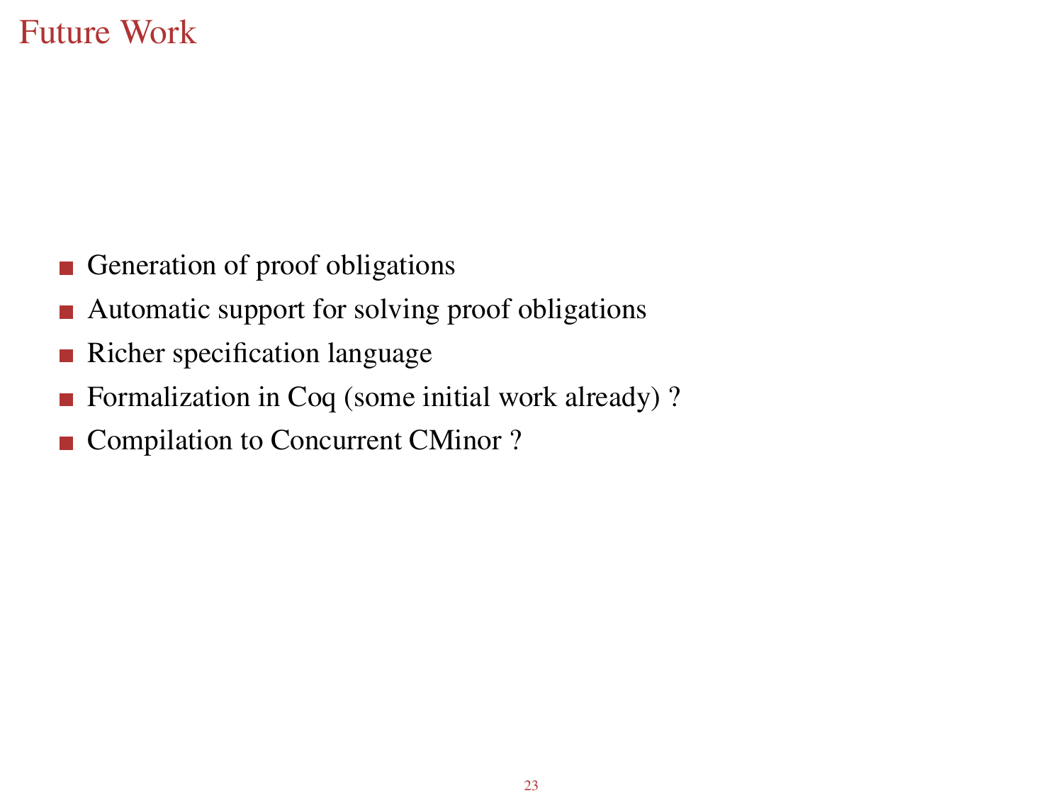# Future Work

- Generation of proof obligations
- Automatic support for solving proof obligations
- Richer specification language
- Formalization in Coq (some initial work already) ?
- Compilation to Concurrent CMinor ?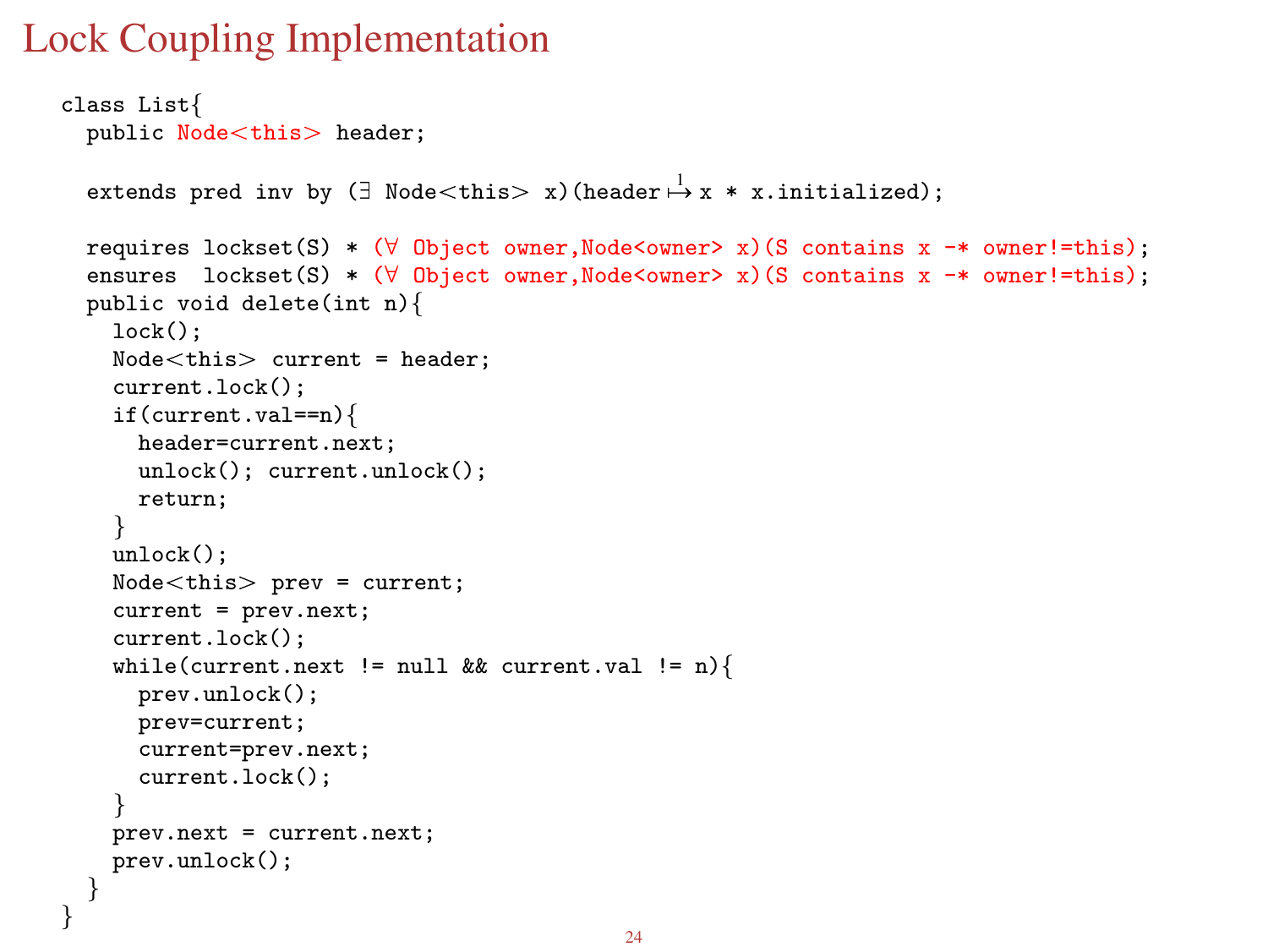# Lock Coupling Implementation

```
class List{
  public Node<this> header;

  extends pred inv by (∃ Node<this> x)(header ↦¹ x * x.initialized);

  requires lockset(S) * (∀ Object owner,Node<owner> x)(S contains x -* owner!=this);
  ensures  lockset(S) * (∀ Object owner,Node<owner> x)(S contains x -* owner!=this);
  public void delete(int n){
    lock();
    Node<this> current = header;
    current.lock();
    if(current.val==n){
      header=current.next;
      unlock(); current.unlock();
      return;
    }
    unlock();
    Node<this> prev = current;
    current = prev.next;
    current.lock();
    while(current.next != null && current.val != n){
      prev.unlock();
      prev=current;
      current=prev.next;
      current.lock();
    }
    prev.next = current.next;
    prev.unlock();
  }
}
```